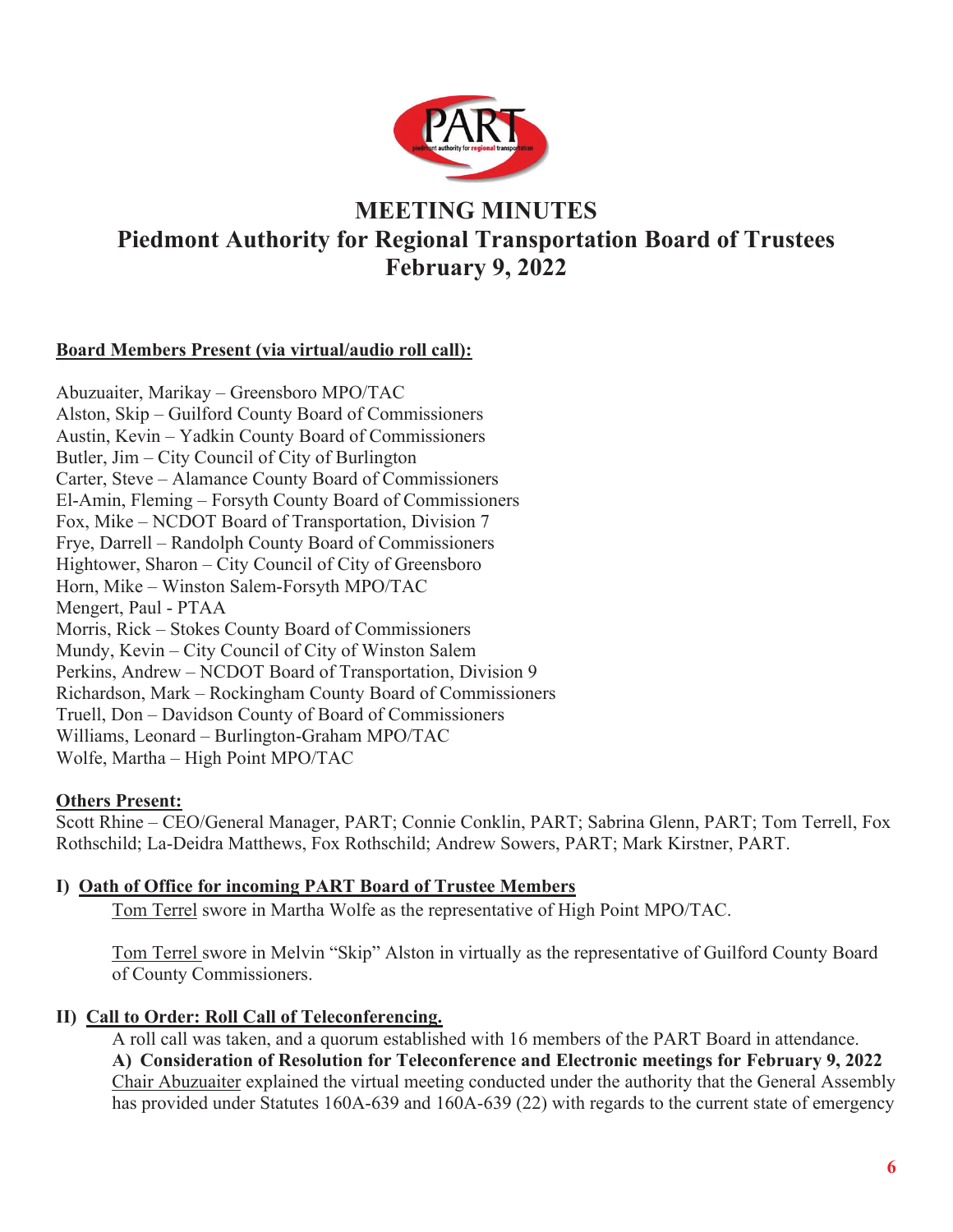# MEETING MINUTES
## Piedmont Authority for Regional Transportation Board of Trustees
## February 9, 2022

**Board Members Present (via virtual/audio roll call):**

Abuzuaiter, Marikay – Greensboro MPO/TAC
Alston, Skip – Guilford County Board of Commissioners
Austin, Kevin – Yadkin County Board of Commissioners
Butler, Jim – City Council of City of Burlington
Carter, Steve – Alamance County Board of Commissioners
El-Amin, Fleming – Forsyth County Board of Commissioners
Fox, Mike – NCDOT Board of Transportation, Division 7
Frye, Darrell – Randolph County Board of Commissioners
Hightower, Sharon – City Council of City of Greensboro
Horn, Mike – Winston Salem-Forsyth MPO/TAC
Mengert, Paul - PTAA
Morris, Rick – Stokes County Board of Commissioners
Mundy, Kevin – City Council of City of Winston Salem
Perkins, Andrew – NCDOT Board of Transportation, Division 9
Richardson, Mark – Rockingham County Board of Commissioners
Truell, Don – Davidson County of Board of Commissioners
Williams, Leonard – Burlington-Graham MPO/TAC
Wolfe, Martha – High Point MPO/TAC

**Others Present:**

Scott Rhine – CEO/General Manager, PART; Connie Conklin, PART; Sabrina Glenn, PART; Tom Terrell, Fox Rothschild; La-Deidra Matthews, Fox Rothschild; Andrew Sowers, PART; Mark Kirstner, PART.

**I) Oath of Office for incoming PART Board of Trustee Members**

Tom Terrel swore in Martha Wolfe as the representative of High Point MPO/TAC.

Tom Terrel swore in Melvin "Skip" Alston in virtually as the representative of Guilford County Board of County Commissioners.

**II) Call to Order: Roll Call of Teleconferencing.**

A roll call was taken, and a quorum established with 16 members of the PART Board in attendance.

**A) Consideration of Resolution for Teleconference and Electronic meetings for February 9, 2022**

Chair Abuzuaiter explained the virtual meeting conducted under the authority that the General Assembly has provided under Statutes 160A-639 and 160A-639 (22) with regards to the current state of emergency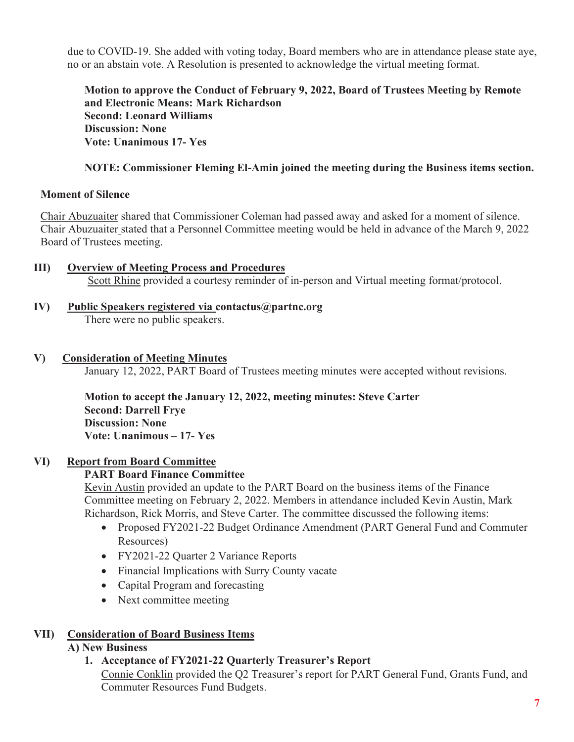due to COVID-19. She added with voting today, Board members who are in attendance please state aye, no or an abstain vote. A Resolution is presented to acknowledge the virtual meeting format.

**Motion to approve the Conduct of February 9, 2022, Board of Trustees Meeting by Remote and Electronic Means: Mark Richardson**
**Second: Leonard Williams**
**Discussion: None**
**Vote: Unanimous 17- Yes**

**NOTE: Commissioner Fleming El-Amin joined the meeting during the Business items section.**

**Moment of Silence**

Chair Abuzuaiter shared that Commissioner Coleman had passed away and asked for a moment of silence. Chair Abuzuaiter stated that a Personnel Committee meeting would be held in advance of the March 9, 2022 Board of Trustees meeting.

**III) Overview of Meeting Process and Procedures**

Scott Rhine provided a courtesy reminder of in-person and Virtual meeting format/protocol.

**IV) Public Speakers registered via contactus@partnc.org**

There were no public speakers.

**V) Consideration of Meeting Minutes**

January 12, 2022, PART Board of Trustees meeting minutes were accepted without revisions.

**Motion to accept the January 12, 2022, meeting minutes: Steve Carter**
**Second: Darrell Frye**
**Discussion: None**
**Vote: Unanimous – 17- Yes**

**VI) Report from Board Committee**

**PART Board Finance Committee**

Kevin Austin provided an update to the PART Board on the business items of the Finance Committee meeting on February 2, 2022. Members in attendance included Kevin Austin, Mark Richardson, Rick Morris, and Steve Carter. The committee discussed the following items:

- Proposed FY2021-22 Budget Ordinance Amendment (PART General Fund and Commuter Resources)
- FY2021-22 Quarter 2 Variance Reports
- Financial Implications with Surry County vacate
- Capital Program and forecasting
- Next committee meeting

**VII) Consideration of Board Business Items**

**A) New Business**

**1. Acceptance of FY2021-22 Quarterly Treasurer's Report**

Connie Conklin provided the Q2 Treasurer's report for PART General Fund, Grants Fund, and Commuter Resources Fund Budgets.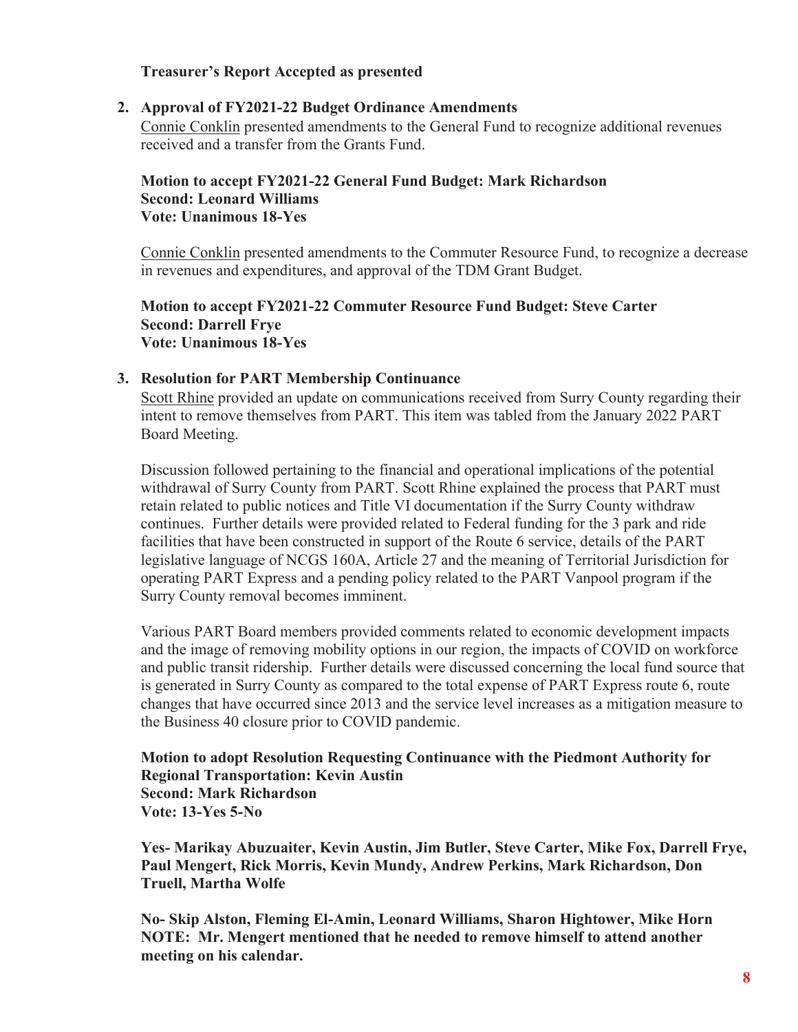**Treasurer's Report Accepted as presented**

2. **Approval of FY2021-22 Budget Ordinance Amendments**

   Connie Conklin presented amendments to the General Fund to recognize additional revenues received and a transfer from the Grants Fund.

   **Motion to accept FY2021-22 General Fund Budget: Mark Richardson**
   **Second: Leonard Williams**
   **Vote: Unanimous 18-Yes**

   Connie Conklin presented amendments to the Commuter Resource Fund, to recognize a decrease in revenues and expenditures, and approval of the TDM Grant Budget.

   **Motion to accept FY2021-22 Commuter Resource Fund Budget: Steve Carter**
   **Second: Darrell Frye**
   **Vote: Unanimous 18-Yes**

3. **Resolution for PART Membership Continuance**

   Scott Rhine provided an update on communications received from Surry County regarding their intent to remove themselves from PART. This item was tabled from the January 2022 PART Board Meeting.

   Discussion followed pertaining to the financial and operational implications of the potential withdrawal of Surry County from PART. Scott Rhine explained the process that PART must retain related to public notices and Title VI documentation if the Surry County withdraw continues. Further details were provided related to Federal funding for the 3 park and ride facilities that have been constructed in support of the Route 6 service, details of the PART legislative language of NCGS 160A, Article 27 and the meaning of Territorial Jurisdiction for operating PART Express and a pending policy related to the PART Vanpool program if the Surry County removal becomes imminent.

   Various PART Board members provided comments related to economic development impacts and the image of removing mobility options in our region, the impacts of COVID on workforce and public transit ridership. Further details were discussed concerning the local fund source that is generated in Surry County as compared to the total expense of PART Express route 6, route changes that have occurred since 2013 and the service level increases as a mitigation measure to the Business 40 closure prior to COVID pandemic.

   **Motion to adopt Resolution Requesting Continuance with the Piedmont Authority for Regional Transportation: Kevin Austin**
   **Second: Mark Richardson**
   **Vote: 13-Yes 5-No**

   **Yes- Marikay Abuzuaiter, Kevin Austin, Jim Butler, Steve Carter, Mike Fox, Darrell Frye, Paul Mengert, Rick Morris, Kevin Mundy, Andrew Perkins, Mark Richardson, Don Truell, Martha Wolfe**

   **No- Skip Alston, Fleming El-Amin, Leonard Williams, Sharon Hightower, Mike Horn**
   **NOTE: Mr. Mengert mentioned that he needed to remove himself to attend another meeting on his calendar.**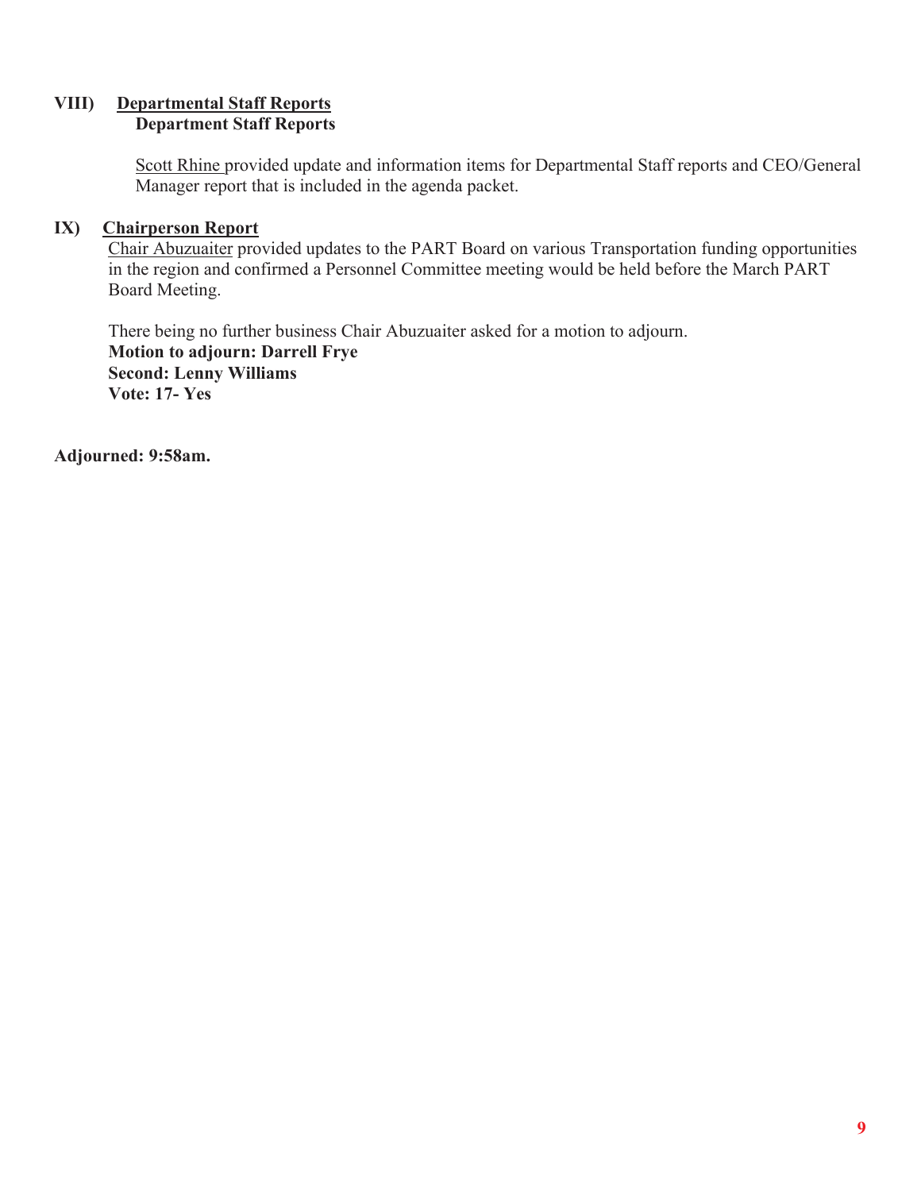## VIII) Departmental Staff Reports

### Department Staff Reports

Scott Rhine provided update and information items for Departmental Staff reports and CEO/General Manager report that is included in the agenda packet.

## IX) Chairperson Report

Chair Abuzuaiter provided updates to the PART Board on various Transportation funding opportunities in the region and confirmed a Personnel Committee meeting would be held before the March PART Board Meeting.

There being no further business Chair Abuzuaiter asked for a motion to adjourn.

**Motion to adjourn: Darrell Frye**
**Second: Lenny Williams**
**Vote: 17- Yes**

**Adjourned: 9:58am.**